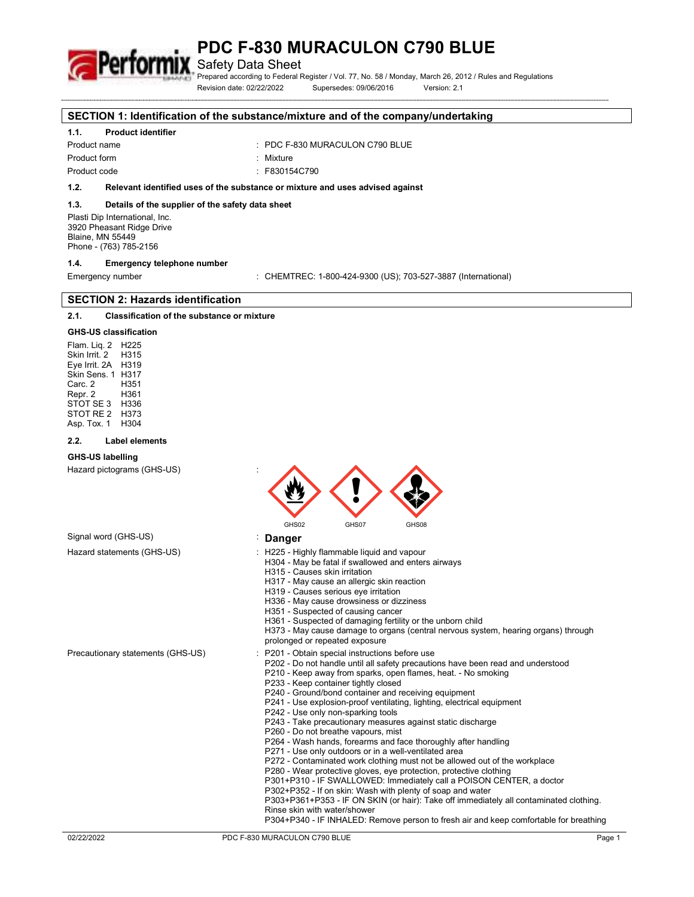# PDC F-830 MURACULON C790 BLUE

Safety Data Sheet

Prepared according to Federal Register / Vol. 77, No. 58 / Monday, March 26, 2012 / Rules and Regulations

Revision date: 02/22/2022    Supersedes: 09/06/2016    Version: 2.1

## SECTION 1: Identification of the substance/mixture and of the company/undertaking

### 1.1. Product identifier

Product name : PDC F-830 MURACULON C790 BLUE

Product form : Mixture

Product code : F830154C790

### 1.2. Relevant identified uses of the substance or mixture and uses advised against

### 1.3. Details of the supplier of the safety data sheet

Plasti Dip International, Inc.
3920 Pheasant Ridge Drive
Blaine, MN 55449
Phone - (763) 785-2156

### 1.4. Emergency telephone number

Emergency number : CHEMTREC: 1-800-424-9300 (US); 703-527-3887 (International)

## SECTION 2: Hazards identification

### 2.1. Classification of the substance or mixture

**GHS-US classification**

Flam. Liq. 2 H225
Skin Irrit. 2 H315
Eye Irrit. 2A H319
Skin Sens. 1 H317
Carc. 2 H351
Repr. 2 H361
STOT SE 3 H336
STOT RE 2 H373
Asp. Tox. 1 H304

### 2.2. Label elements

**GHS-US labelling**

Hazard pictograms (GHS-US) : GHS02 GHS07 GHS08

Signal word (GHS-US) : **Danger**

Hazard statements (GHS-US) :
H225 - Highly flammable liquid and vapour
H304 - May be fatal if swallowed and enters airways
H315 - Causes skin irritation
H317 - May cause an allergic skin reaction
H319 - Causes serious eye irritation
H336 - May cause drowsiness or dizziness
H351 - Suspected of causing cancer
H361 - Suspected of damaging fertility or the unborn child
H373 - May cause damage to organs (central nervous system, hearing organs) through prolonged or repeated exposure

Precautionary statements (GHS-US) :
P201 - Obtain special instructions before use
P202 - Do not handle until all safety precautions have been read and understood
P210 - Keep away from sparks, open flames, heat. - No smoking
P233 - Keep container tightly closed
P240 - Ground/bond container and receiving equipment
P241 - Use explosion-proof ventilating, lighting, electrical equipment
P242 - Use only non-sparking tools
P243 - Take precautionary measures against static discharge
P260 - Do not breathe vapours, mist
P264 - Wash hands, forearms and face thoroughly after handling
P271 - Use only outdoors or in a well-ventilated area
P272 - Contaminated work clothing must not be allowed out of the workplace
P280 - Wear protective gloves, eye protection, protective clothing
P301+P310 - IF SWALLOWED: Immediately call a POISON CENTER, a doctor
P302+P352 - If on skin: Wash with plenty of soap and water
P303+P361+P353 - IF ON SKIN (or hair): Take off immediately all contaminated clothing. Rinse skin with water/shower
P304+P340 - IF INHALED: Remove person to fresh air and keep comfortable for breathing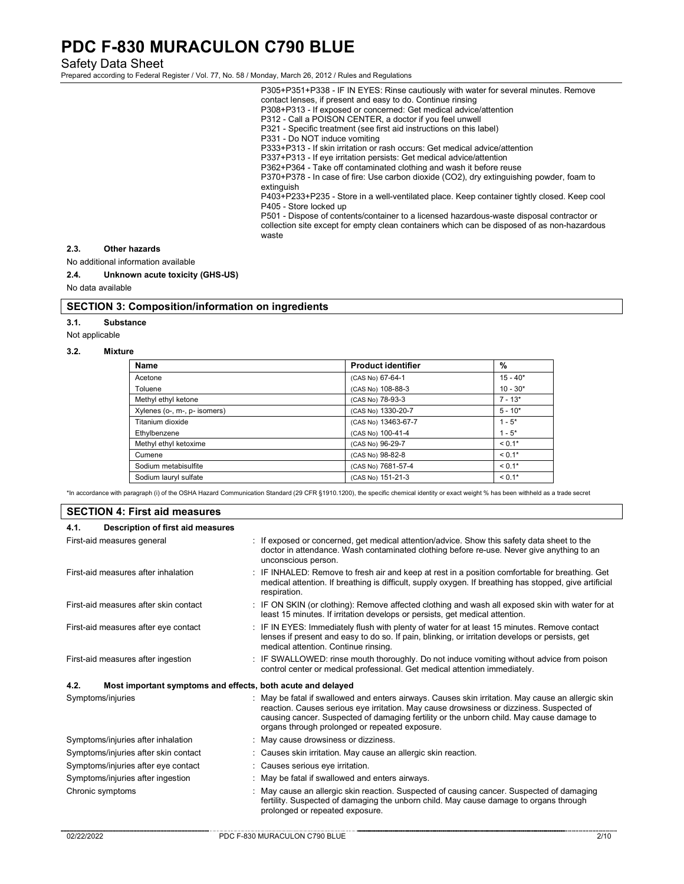P305+P351+P338 - IF IN EYES: Rinse cautiously with water for several minutes. Remove contact lenses, if present and easy to do. Continue rinsing
P308+P313 - If exposed or concerned: Get medical advice/attention
P312 - Call a POISON CENTER, a doctor if you feel unwell
P321 - Specific treatment (see first aid instructions on this label)
P331 - Do NOT induce vomiting
P333+P313 - If skin irritation or rash occurs: Get medical advice/attention
P337+P313 - If eye irritation persists: Get medical advice/attention
P362+P364 - Take off contaminated clothing and wash it before reuse
P370+P378 - In case of fire: Use carbon dioxide (CO2), dry extinguishing powder, foam to extinguish
P403+P233+P235 - Store in a well-ventilated place. Keep container tightly closed. Keep cool
P405 - Store locked up
P501 - Dispose of contents/container to a licensed hazardous-waste disposal contractor or collection site except for empty clean containers which can be disposed of as non-hazardous waste

### 2.3. Other hazards

No additional information available

### 2.4. Unknown acute toxicity (GHS-US)

No data available

## SECTION 3: Composition/information on ingredients

### 3.1. Substance

Not applicable

### 3.2. Mixture

| Name | Product identifier | % |
|---|---|---|
| Acetone | (CAS No) 67-64-1 | 15 - 40* |
| Toluene | (CAS No) 108-88-3 | 10 - 30* |
| Methyl ethyl ketone | (CAS No) 78-93-3 | 7 - 13* |
| Xylenes (o-, m-, p- isomers) | (CAS No) 1330-20-7 | 5 - 10* |
| Titanium dioxide | (CAS No) 13463-67-7 | 1 - 5* |
| Ethylbenzene | (CAS No) 100-41-4 | 1 - 5* |
| Methyl ethyl ketoxime | (CAS No) 96-29-7 | < 0.1* |
| Cumene | (CAS No) 98-82-8 | < 0.1* |
| Sodium metabisulfite | (CAS No) 7681-57-4 | < 0.1* |
| Sodium lauryl sulfate | (CAS No) 151-21-3 | < 0.1* |

*In accordance with paragraph (i) of the OSHA Hazard Communication Standard (29 CFR §1910.1200), the specific chemical identity or exact weight % has been withheld as a trade secret

## SECTION 4: First aid measures

### 4.1. Description of first aid measures

First-aid measures general : If exposed or concerned, get medical attention/advice. Show this safety data sheet to the doctor in attendance. Wash contaminated clothing before re-use. Never give anything to an unconscious person.

First-aid measures after inhalation : IF INHALED: Remove to fresh air and keep at rest in a position comfortable for breathing. Get medical attention. If breathing is difficult, supply oxygen. If breathing has stopped, give artificial respiration.

First-aid measures after skin contact : IF ON SKIN (or clothing): Remove affected clothing and wash all exposed skin with water for at least 15 minutes. If irritation develops or persists, get medical attention.

First-aid measures after eye contact : IF IN EYES: Immediately flush with plenty of water for at least 15 minutes. Remove contact lenses if present and easy to do so. If pain, blinking, or irritation develops or persists, get medical attention. Continue rinsing.

First-aid measures after ingestion : IF SWALLOWED: rinse mouth thoroughly. Do not induce vomiting without advice from poison control center or medical professional. Get medical attention immediately.

### 4.2. Most important symptoms and effects, both acute and delayed

Symptoms/injuries : May be fatal if swallowed and enters airways. Causes skin irritation. May cause an allergic skin reaction. Causes serious eye irritation. May cause drowsiness or dizziness. Suspected of causing cancer. Suspected of damaging fertility or the unborn child. May cause damage to organs through prolonged or repeated exposure.

Symptoms/injuries after inhalation : May cause drowsiness or dizziness.

Symptoms/injuries after skin contact : Causes skin irritation. May cause an allergic skin reaction.

Symptoms/injuries after eye contact : Causes serious eye irritation.

Symptoms/injuries after ingestion : May be fatal if swallowed and enters airways.

Chronic symptoms : May cause an allergic skin reaction. Suspected of causing cancer. Suspected of damaging fertility. Suspected of damaging the unborn child. May cause damage to organs through prolonged or repeated exposure.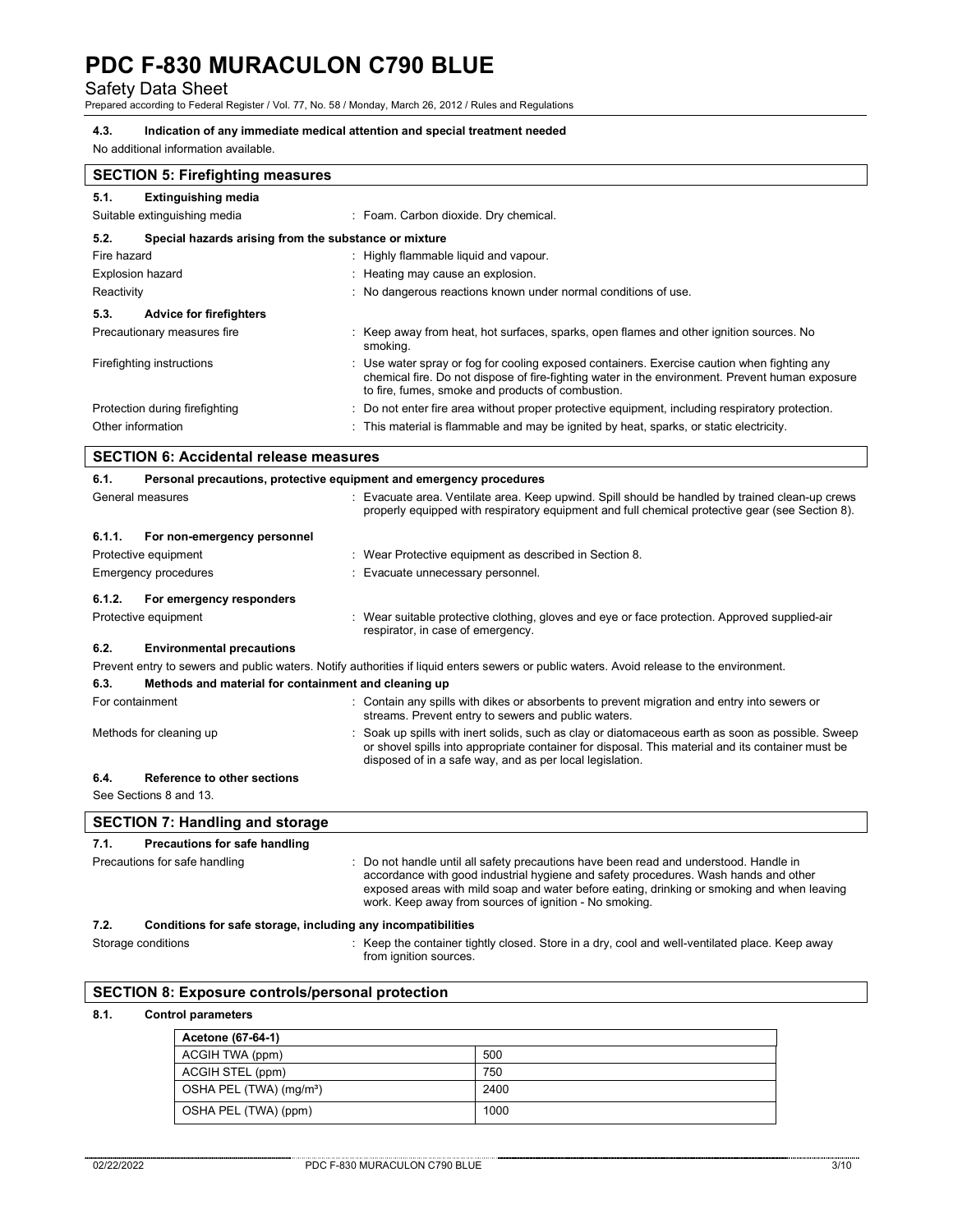#### 4.3. Indication of any immediate medical attention and special treatment needed

No additional information available.

## SECTION 5: Firefighting measures

#### 5.1. Extinguishing media

Suitable extinguishing media : Foam. Carbon dioxide. Dry chemical.

#### 5.2. Special hazards arising from the substance or mixture

Fire hazard : Highly flammable liquid and vapour.

Explosion hazard : Heating may cause an explosion.

Reactivity : No dangerous reactions known under normal conditions of use.

#### 5.3. Advice for firefighters

Precautionary measures fire : Keep away from heat, hot surfaces, sparks, open flames and other ignition sources. No smoking.

Firefighting instructions : Use water spray or fog for cooling exposed containers. Exercise caution when fighting any chemical fire. Do not dispose of fire-fighting water in the environment. Prevent human exposure to fire, fumes, smoke and products of combustion.

Protection during firefighting : Do not enter fire area without proper protective equipment, including respiratory protection.

Other information : This material is flammable and may be ignited by heat, sparks, or static electricity.

## SECTION 6: Accidental release measures

#### 6.1. Personal precautions, protective equipment and emergency procedures

General measures : Evacuate area. Ventilate area. Keep upwind. Spill should be handled by trained clean-up crews properly equipped with respiratory equipment and full chemical protective gear (see Section 8).

#### 6.1.1. For non-emergency personnel

Protective equipment : Wear Protective equipment as described in Section 8.

Emergency procedures : Evacuate unnecessary personnel.

#### 6.1.2. For emergency responders

Protective equipment : Wear suitable protective clothing, gloves and eye or face protection. Approved supplied-air respirator, in case of emergency.

#### 6.2. Environmental precautions

Prevent entry to sewers and public waters. Notify authorities if liquid enters sewers or public waters. Avoid release to the environment.

#### 6.3. Methods and material for containment and cleaning up

For containment : Contain any spills with dikes or absorbents to prevent migration and entry into sewers or streams. Prevent entry to sewers and public waters.

Methods for cleaning up : Soak up spills with inert solids, such as clay or diatomaceous earth as soon as possible. Sweep or shovel spills into appropriate container for disposal. This material and its container must be disposed of in a safe way, and as per local legislation.

#### 6.4. Reference to other sections

See Sections 8 and 13.

## SECTION 7: Handling and storage

#### 7.1. Precautions for safe handling

Precautions for safe handling : Do not handle until all safety precautions have been read and understood. Handle in accordance with good industrial hygiene and safety procedures. Wash hands and other exposed areas with mild soap and water before eating, drinking or smoking and when leaving work. Keep away from sources of ignition - No smoking.

#### 7.2. Conditions for safe storage, including any incompatibilities

Storage conditions : Keep the container tightly closed. Store in a dry, cool and well-ventilated place. Keep away from ignition sources.

## SECTION 8: Exposure controls/personal protection

#### 8.1. Control parameters

| Acetone (67-64-1) | |
|---|---|
| ACGIH TWA (ppm) | 500 |
| ACGIH STEL (ppm) | 750 |
| OSHA PEL (TWA) (mg/m³) | 2400 |
| OSHA PEL (TWA) (ppm) | 1000 |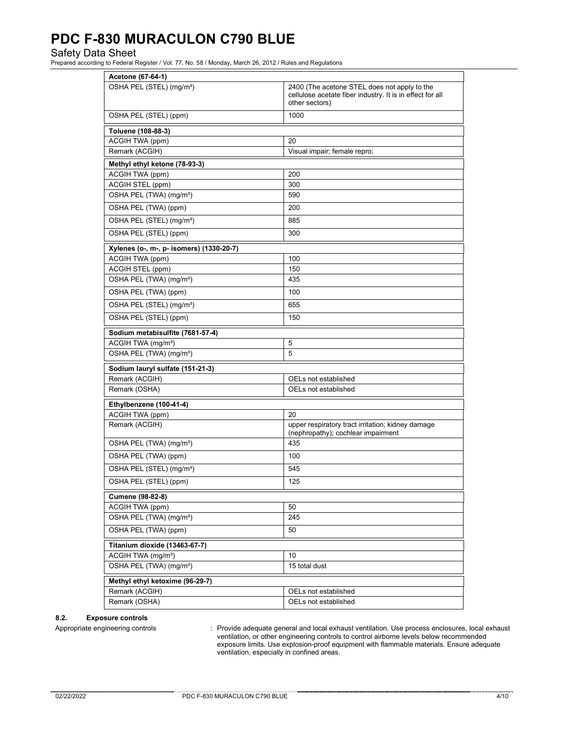| Acetone (67-64-1) | |
|---|---|
| OSHA PEL (STEL) (mg/m³) | 2400 (The acetone STEL does not apply to the cellulose acetate fiber industry. It is in effect for all other sectors) |
| OSHA PEL (STEL) (ppm) | 1000 |

| Toluene (108-88-3) | |
|---|---|
| ACGIH TWA (ppm) | 20 |
| Remark (ACGIH) | Visual impair; female repro; |

| Methyl ethyl ketone (78-93-3) | |
|---|---|
| ACGIH TWA (ppm) | 200 |
| ACGIH STEL (ppm) | 300 |
| OSHA PEL (TWA) (mg/m³) | 590 |
| OSHA PEL (TWA) (ppm) | 200 |
| OSHA PEL (STEL) (mg/m³) | 885 |
| OSHA PEL (STEL) (ppm) | 300 |

| Xylenes (o-, m-, p- isomers) (1330-20-7) | |
|---|---|
| ACGIH TWA (ppm) | 100 |
| ACGIH STEL (ppm) | 150 |
| OSHA PEL (TWA) (mg/m³) | 435 |
| OSHA PEL (TWA) (ppm) | 100 |
| OSHA PEL (STEL) (mg/m³) | 655 |
| OSHA PEL (STEL) (ppm) | 150 |

| Sodium metabisulfite (7681-57-4) | |
|---|---|
| ACGIH TWA (mg/m³) | 5 |
| OSHA PEL (TWA) (mg/m³) | 5 |

| Sodium lauryl sulfate (151-21-3) | |
|---|---|
| Remark (ACGIH) | OELs not established |
| Remark (OSHA) | OELs not established |

| Ethylbenzene (100-41-4) | |
|---|---|
| ACGIH TWA (ppm) | 20 |
| Remark (ACGIH) | upper respiratory tract irritation; kidney damage (nephropathy); cochlear impairment |
| OSHA PEL (TWA) (mg/m³) | 435 |
| OSHA PEL (TWA) (ppm) | 100 |
| OSHA PEL (STEL) (mg/m³) | 545 |
| OSHA PEL (STEL) (ppm) | 125 |

| Cumene (98-82-8) | |
|---|---|
| ACGIH TWA (ppm) | 50 |
| OSHA PEL (TWA) (mg/m³) | 245 |
| OSHA PEL (TWA) (ppm) | 50 |

| Titanium dioxide (13463-67-7) | |
|---|---|
| ACGIH TWA (mg/m³) | 10 |
| OSHA PEL (TWA) (mg/m³) | 15 total dust |

| Methyl ethyl ketoxime (96-29-7) | |
|---|---|
| Remark (ACGIH) | OELs not established |
| Remark (OSHA) | OELs not established |

### 8.2. Exposure controls

Appropriate engineering controls : Provide adequate general and local exhaust ventilation. Use process enclosures, local exhaust ventilation, or other engineering controls to control airborne levels below recommended exposure limits. Use explosion-proof equipment with flammable materials. Ensure adequate ventilation, especially in confined areas.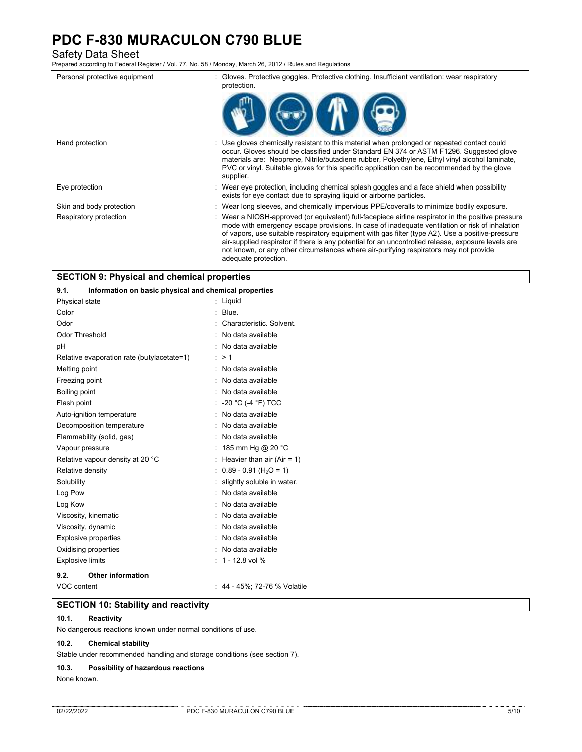| | |
|---|---|
| Personal protective equipment | : Gloves. Protective goggles. Protective clothing. Insufficient ventilation: wear respiratory protection. |
| Hand protection | : Use gloves chemically resistant to this material when prolonged or repeated contact could occur. Gloves should be classified under Standard EN 374 or ASTM F1296. Suggested glove materials are: Neoprene, Nitrile/butadiene rubber, Polyethylene, Ethyl vinyl alcohol laminate, PVC or vinyl. Suitable gloves for this specific application can be recommended by the glove supplier. |
| Eye protection | : Wear eye protection, including chemical splash goggles and a face shield when possibility exists for eye contact due to spraying liquid or airborne particles. |
| Skin and body protection | : Wear long sleeves, and chemically impervious PPE/coveralls to minimize bodily exposure. |
| Respiratory protection | : Wear a NIOSH-approved (or equivalent) full-facepiece airline respirator in the positive pressure mode with emergency escape provisions. In case of inadequate ventilation or risk of inhalation of vapors, use suitable respiratory equipment with gas filter (type A2). Use a positive-pressure air-supplied respirator if there is any potential for an uncontrolled release, exposure levels are not known, or any other circumstances where air-purifying respirators may not provide adequate protection. |

## SECTION 9: Physical and chemical properties

### 9.1. Information on basic physical and chemical properties

| | |
|---|---|
| Physical state | : Liquid |
| Color | : Blue. |
| Odor | : Characteristic. Solvent. |
| Odor Threshold | : No data available |
| pH | : No data available |
| Relative evaporation rate (butylacetate=1) | : > 1 |
| Melting point | : No data available |
| Freezing point | : No data available |
| Boiling point | : No data available |
| Flash point | : -20 °C (-4 °F) TCC |
| Auto-ignition temperature | : No data available |
| Decomposition temperature | : No data available |
| Flammability (solid, gas) | : No data available |
| Vapour pressure | : 185 mm Hg @ 20 °C |
| Relative vapour density at 20 °C | : Heavier than air (Air = 1) |
| Relative density | : 0.89 - 0.91 ($H_2O$ = 1) |
| Solubility | : slightly soluble in water. |
| Log Pow | : No data available |
| Log Kow | : No data available |
| Viscosity, kinematic | : No data available |
| Viscosity, dynamic | : No data available |
| Explosive properties | : No data available |
| Oxidising properties | : No data available |
| Explosive limits | : 1 - 12.8 vol % |

### 9.2. Other information

| | |
|---|---|
| VOC content | : 44 - 45%; 72-76 % Volatile |

## SECTION 10: Stability and reactivity

### 10.1. Reactivity

No dangerous reactions known under normal conditions of use.

### 10.2. Chemical stability

Stable under recommended handling and storage conditions (see section 7).

### 10.3. Possibility of hazardous reactions

None known.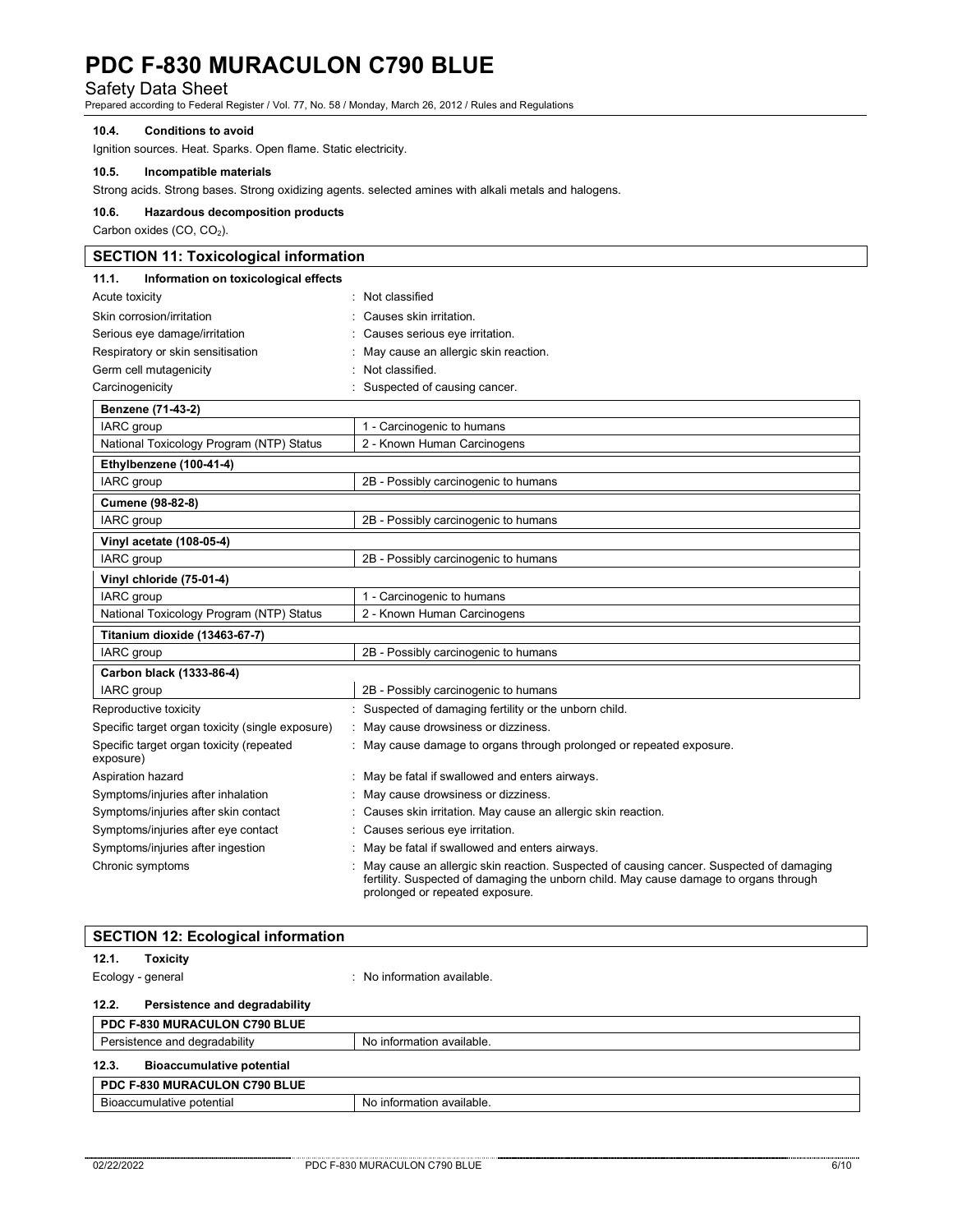#### 10.4. Conditions to avoid

Ignition sources. Heat. Sparks. Open flame. Static electricity.

#### 10.5. Incompatible materials

Strong acids. Strong bases. Strong oxidizing agents. selected amines with alkali metals and halogens.

#### 10.6. Hazardous decomposition products

Carbon oxides (CO, $CO_2$).

## SECTION 11: Toxicological information

### 11.1. Information on toxicological effects

Acute toxicity : Not classified

Skin corrosion/irritation : Causes skin irritation.

Serious eye damage/irritation : Causes serious eye irritation.

Respiratory or skin sensitisation : May cause an allergic skin reaction.

Germ cell mutagenicity : Not classified.

Carcinogenicity : Suspected of causing cancer.

| **Benzene (71-43-2)** | |
|---|---|
| IARC group | 1 - Carcinogenic to humans |
| National Toxicology Program (NTP) Status | 2 - Known Human Carcinogens |
| **Ethylbenzene (100-41-4)** | |
| IARC group | 2B - Possibly carcinogenic to humans |
| **Cumene (98-82-8)** | |
| IARC group | 2B - Possibly carcinogenic to humans |
| **Vinyl acetate (108-05-4)** | |
| IARC group | 2B - Possibly carcinogenic to humans |
| **Vinyl chloride (75-01-4)** | |
| IARC group | 1 - Carcinogenic to humans |
| National Toxicology Program (NTP) Status | 2 - Known Human Carcinogens |
| **Titanium dioxide (13463-67-7)** | |
| IARC group | 2B - Possibly carcinogenic to humans |
| **Carbon black (1333-86-4)** | |
| IARC group | 2B - Possibly carcinogenic to humans |

Reproductive toxicity : Suspected of damaging fertility or the unborn child.

Specific target organ toxicity (single exposure) : May cause drowsiness or dizziness.

Specific target organ toxicity (repeated exposure) : May cause damage to organs through prolonged or repeated exposure.

Aspiration hazard : May be fatal if swallowed and enters airways.

Symptoms/injuries after inhalation : May cause drowsiness or dizziness.

Symptoms/injuries after skin contact : Causes skin irritation. May cause an allergic skin reaction.

Symptoms/injuries after eye contact : Causes serious eye irritation.

Symptoms/injuries after ingestion : May be fatal if swallowed and enters airways.

Chronic symptoms : May cause an allergic skin reaction. Suspected of causing cancer. Suspected of damaging fertility. Suspected of damaging the unborn child. May cause damage to organs through prolonged or repeated exposure.

## SECTION 12: Ecological information

### 12.1. Toxicity

Ecology - general : No information available.

### 12.2. Persistence and degradability

| **PDC F-830 MURACULON C790 BLUE** | |
|---|---|
| Persistence and degradability | No information available. |

### 12.3. Bioaccumulative potential

| **PDC F-830 MURACULON C790 BLUE** | |
|---|---|
| Bioaccumulative potential | No information available. |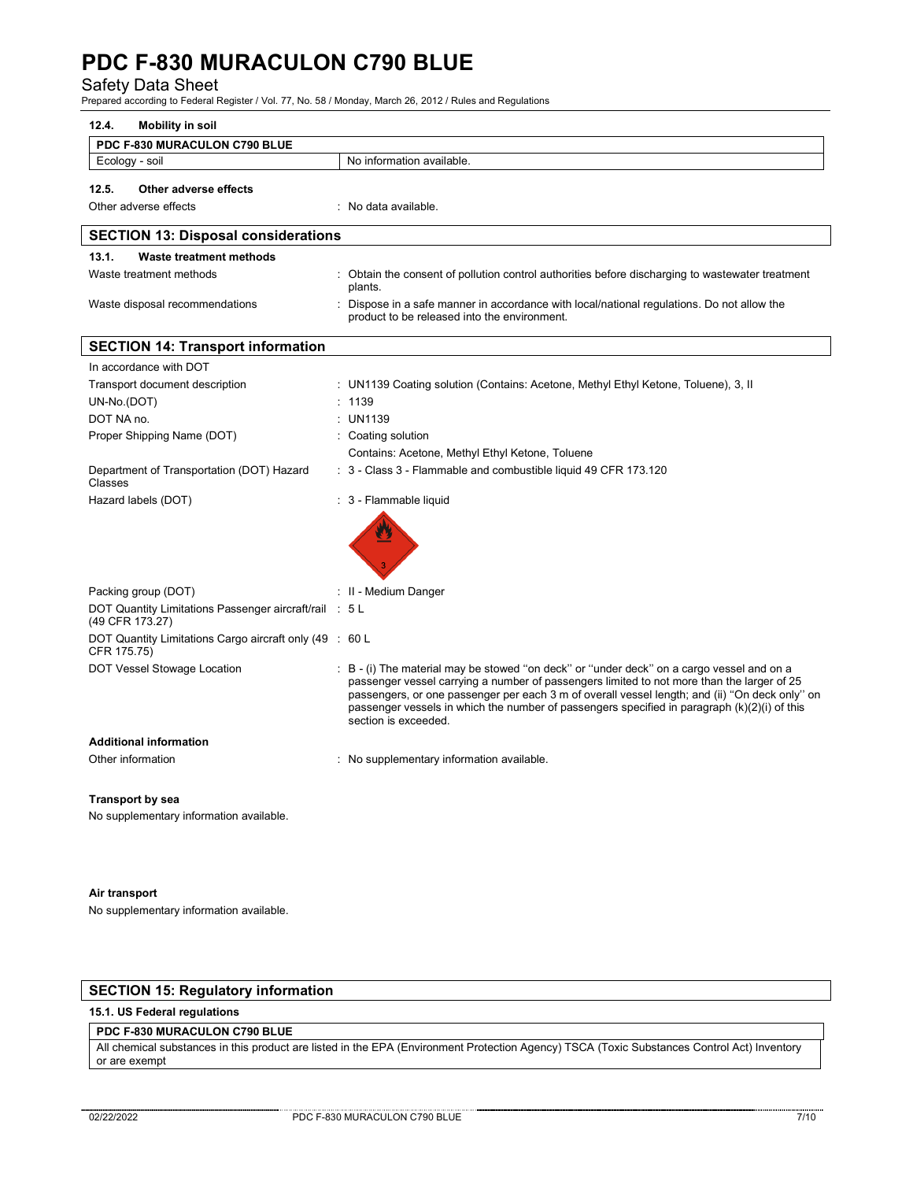### 12.4. Mobility in soil

| PDC F-830 MURACULON C790 BLUE | |
|---|---|
| Ecology - soil | No information available. |

### 12.5. Other adverse effects

Other adverse effects : No data available.

## SECTION 13: Disposal considerations

### 13.1. Waste treatment methods

Waste treatment methods : Obtain the consent of pollution control authorities before discharging to wastewater treatment plants.

Waste disposal recommendations : Dispose in a safe manner in accordance with local/national regulations. Do not allow the product to be released into the environment.

## SECTION 14: Transport information

In accordance with DOT

Transport document description : UN1139 Coating solution (Contains: Acetone, Methyl Ethyl Ketone, Toluene), 3, II

UN-No.(DOT) : 1139

DOT NA no. : UN1139

Proper Shipping Name (DOT) : Coating solution
Contains: Acetone, Methyl Ethyl Ketone, Toluene

Department of Transportation (DOT) Hazard Classes : 3 - Class 3 - Flammable and combustible liquid 49 CFR 173.120

Hazard labels (DOT) : 3 - Flammable liquid

Packing group (DOT) : II - Medium Danger

DOT Quantity Limitations Passenger aircraft/rail (49 CFR 173.27) : 5 L

DOT Quantity Limitations Cargo aircraft only (49 CFR 175.75) : 60 L

DOT Vessel Stowage Location : B - (i) The material may be stowed ''on deck'' or ''under deck'' on a cargo vessel and on a passenger vessel carrying a number of passengers limited to not more than the larger of 25 passengers, or one passenger per each 3 m of overall vessel length; and (ii) ''On deck only'' on passenger vessels in which the number of passengers specified in paragraph (k)(2)(i) of this section is exceeded.

**Additional information**

Other information : No supplementary information available.

**Transport by sea**

No supplementary information available.

**Air transport**

No supplementary information available.

## SECTION 15: Regulatory information

### 15.1. US Federal regulations

| PDC F-830 MURACULON C790 BLUE |
|---|
| All chemical substances in this product are listed in the EPA (Environment Protection Agency) TSCA (Toxic Substances Control Act) Inventory or are exempt |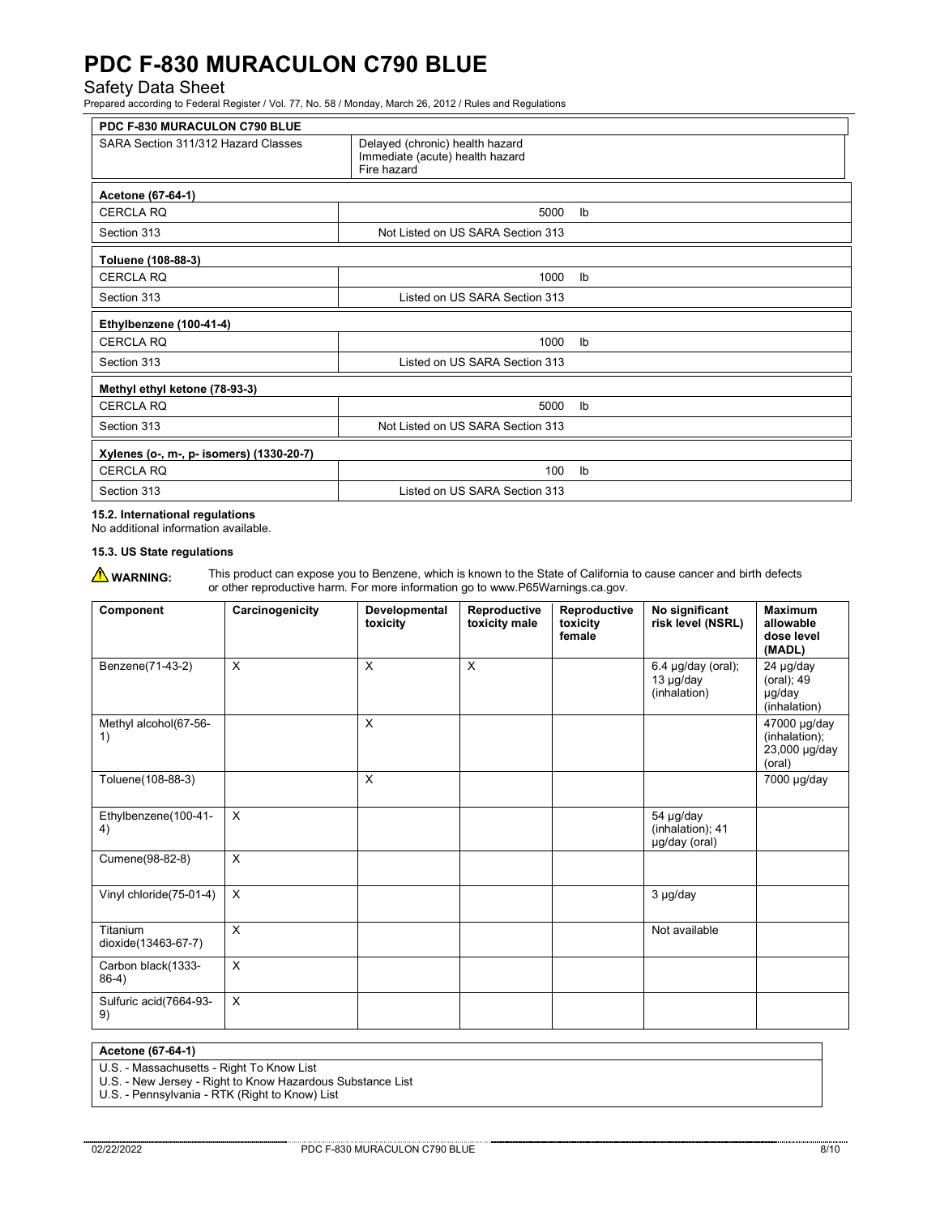| PDC F-830 MURACULON C790 BLUE | |
|---|---|
| SARA Section 311/312 Hazard Classes | Delayed (chronic) health hazard<br>Immediate (acute) health hazard<br>Fire hazard |

| Acetone (67-64-1) | |
|---|---|
| CERCLA RQ | 5000 lb |
| Section 313 | Not Listed on US SARA Section 313 |

| Toluene (108-88-3) | |
|---|---|
| CERCLA RQ | 1000 lb |
| Section 313 | Listed on US SARA Section 313 |

| Ethylbenzene (100-41-4) | |
|---|---|
| CERCLA RQ | 1000 lb |
| Section 313 | Listed on US SARA Section 313 |

| Methyl ethyl ketone (78-93-3) | |
|---|---|
| CERCLA RQ | 5000 lb |
| Section 313 | Not Listed on US SARA Section 313 |

| Xylenes (o-, m-, p- isomers) (1330-20-7) | |
|---|---|
| CERCLA RQ | 100 lb |
| Section 313 | Listed on US SARA Section 313 |

**15.2. International regulations**

No additional information available.

**15.3. US State regulations**

⚠ **WARNING:** This product can expose you to Benzene, which is known to the State of California to cause cancer and birth defects or other reproductive harm. For more information go to www.P65Warnings.ca.gov.

| Component | Carcinogenicity | Developmental toxicity | Reproductive toxicity male | Reproductive toxicity female | No significant risk level (NSRL) | Maximum allowable dose level (MADL) |
|---|---|---|---|---|---|---|
| Benzene(71-43-2) | X | X | X | | 6.4 µg/day (oral); 13 µg/day (inhalation) | 24 µg/day (oral); 49 µg/day (inhalation) |
| Methyl alcohol(67-56-1) | | X | | | | 47000 µg/day (inhalation); 23,000 µg/day (oral) |
| Toluene(108-88-3) | | X | | | | 7000 µg/day |
| Ethylbenzene(100-41-4) | X | | | | 54 µg/day (inhalation); 41 µg/day (oral) | |
| Cumene(98-82-8) | X | | | | | |
| Vinyl chloride(75-01-4) | X | | | | 3 µg/day | |
| Titanium dioxide(13463-67-7) | X | | | | Not available | |
| Carbon black(1333-86-4) | X | | | | | |
| Sulfuric acid(7664-93-9) | X | | | | | |

| Acetone (67-64-1) |
|---|
| U.S. - Massachusetts - Right To Know List<br>U.S. - New Jersey - Right to Know Hazardous Substance List<br>U.S. - Pennsylvania - RTK (Right to Know) List |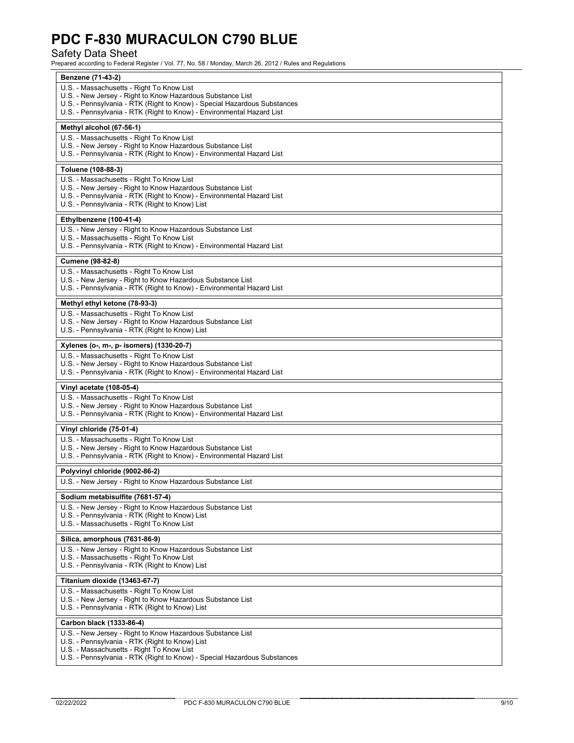| Benzene (71-43-2) |
|---|
| U.S. - Massachusetts - Right To Know List<br>U.S. - New Jersey - Right to Know Hazardous Substance List<br>U.S. - Pennsylvania - RTK (Right to Know) - Special Hazardous Substances<br>U.S. - Pennsylvania - RTK (Right to Know) - Environmental Hazard List |

| Methyl alcohol (67-56-1) |
|---|
| U.S. - Massachusetts - Right To Know List<br>U.S. - New Jersey - Right to Know Hazardous Substance List<br>U.S. - Pennsylvania - RTK (Right to Know) - Environmental Hazard List |

| Toluene (108-88-3) |
|---|
| U.S. - Massachusetts - Right To Know List<br>U.S. - New Jersey - Right to Know Hazardous Substance List<br>U.S. - Pennsylvania - RTK (Right to Know) - Environmental Hazard List<br>U.S. - Pennsylvania - RTK (Right to Know) List |

| Ethylbenzene (100-41-4) |
|---|
| U.S. - New Jersey - Right to Know Hazardous Substance List<br>U.S. - Massachusetts - Right To Know List<br>U.S. - Pennsylvania - RTK (Right to Know) - Environmental Hazard List |

| Cumene (98-82-8) |
|---|
| U.S. - Massachusetts - Right To Know List<br>U.S. - New Jersey - Right to Know Hazardous Substance List<br>U.S. - Pennsylvania - RTK (Right to Know) - Environmental Hazard List |

| Methyl ethyl ketone (78-93-3) |
|---|
| U.S. - Massachusetts - Right To Know List<br>U.S. - New Jersey - Right to Know Hazardous Substance List<br>U.S. - Pennsylvania - RTK (Right to Know) List |

| Xylenes (o-, m-, p- isomers) (1330-20-7) |
|---|
| U.S. - Massachusetts - Right To Know List<br>U.S. - New Jersey - Right to Know Hazardous Substance List<br>U.S. - Pennsylvania - RTK (Right to Know) - Environmental Hazard List |

| Vinyl acetate (108-05-4) |
|---|
| U.S. - Massachusetts - Right To Know List<br>U.S. - New Jersey - Right to Know Hazardous Substance List<br>U.S. - Pennsylvania - RTK (Right to Know) - Environmental Hazard List |

| Vinyl chloride (75-01-4) |
|---|
| U.S. - Massachusetts - Right To Know List<br>U.S. - New Jersey - Right to Know Hazardous Substance List<br>U.S. - Pennsylvania - RTK (Right to Know) - Environmental Hazard List |

| Polyvinyl chloride (9002-86-2) |
|---|
| U.S. - New Jersey - Right to Know Hazardous Substance List |

| Sodium metabisulfite (7681-57-4) |
|---|
| U.S. - New Jersey - Right to Know Hazardous Substance List<br>U.S. - Pennsylvania - RTK (Right to Know) List<br>U.S. - Massachusetts - Right To Know List |

| Silica, amorphous (7631-86-9) |
|---|
| U.S. - New Jersey - Right to Know Hazardous Substance List<br>U.S. - Massachusetts - Right To Know List<br>U.S. - Pennsylvania - RTK (Right to Know) List |

| Titanium dioxide (13463-67-7) |
|---|
| U.S. - Massachusetts - Right To Know List<br>U.S. - New Jersey - Right to Know Hazardous Substance List<br>U.S. - Pennsylvania - RTK (Right to Know) List |

| Carbon black (1333-86-4) |
|---|
| U.S. - New Jersey - Right to Know Hazardous Substance List<br>U.S. - Pennsylvania - RTK (Right to Know) List<br>U.S. - Massachusetts - Right To Know List<br>U.S. - Pennsylvania - RTK (Right to Know) - Special Hazardous Substances |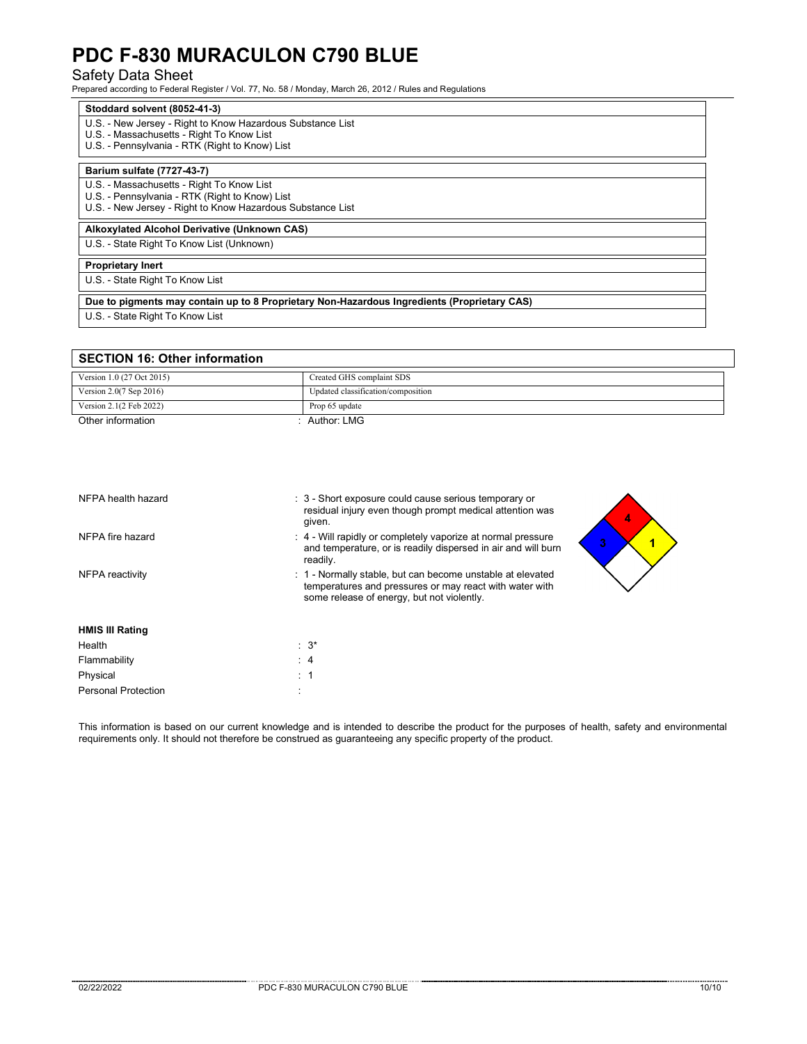| Stoddard solvent (8052-41-3) |
| --- |
| U.S. - New Jersey - Right to Know Hazardous Substance List<br>U.S. - Massachusetts - Right To Know List<br>U.S. - Pennsylvania - RTK (Right to Know) List |

| Barium sulfate (7727-43-7) |
| --- |
| U.S. - Massachusetts - Right To Know List<br>U.S. - Pennsylvania - RTK (Right to Know) List<br>U.S. - New Jersey - Right to Know Hazardous Substance List |

| Alkoxylated Alcohol Derivative (Unknown CAS) |
| --- |
| U.S. - State Right To Know List (Unknown) |

| Proprietary Inert |
| --- |
| U.S. - State Right To Know List |

| Due to pigments may contain up to 8 Proprietary Non-Hazardous Ingredients (Proprietary CAS) |
| --- |
| U.S. - State Right To Know List |

## SECTION 16: Other information

| | |
| --- | --- |
| Version 1.0 (27 Oct 2015) | Created GHS complaint SDS |
| Version 2.0(7 Sep 2016) | Updated classification/composition |
| Version 2.1(2 Feb 2022) | Prop 65 update |

Other information : Author: LMG

NFPA health hazard : 3 - Short exposure could cause serious temporary or residual injury even though prompt medical attention was given.

NFPA fire hazard : 4 - Will rapidly or completely vaporize at normal pressure and temperature, or is readily dispersed in air and will burn readily.

NFPA reactivity : 1 - Normally stable, but can become unstable at elevated temperatures and pressures or may react with water with some release of energy, but not violently.

4
3
1

**HMIS III Rating**

Health : 3*

Flammability : 4

Physical : 1

Personal Protection :

This information is based on our current knowledge and is intended to describe the product for the purposes of health, safety and environmental requirements only. It should not therefore be construed as guaranteeing any specific property of the product.